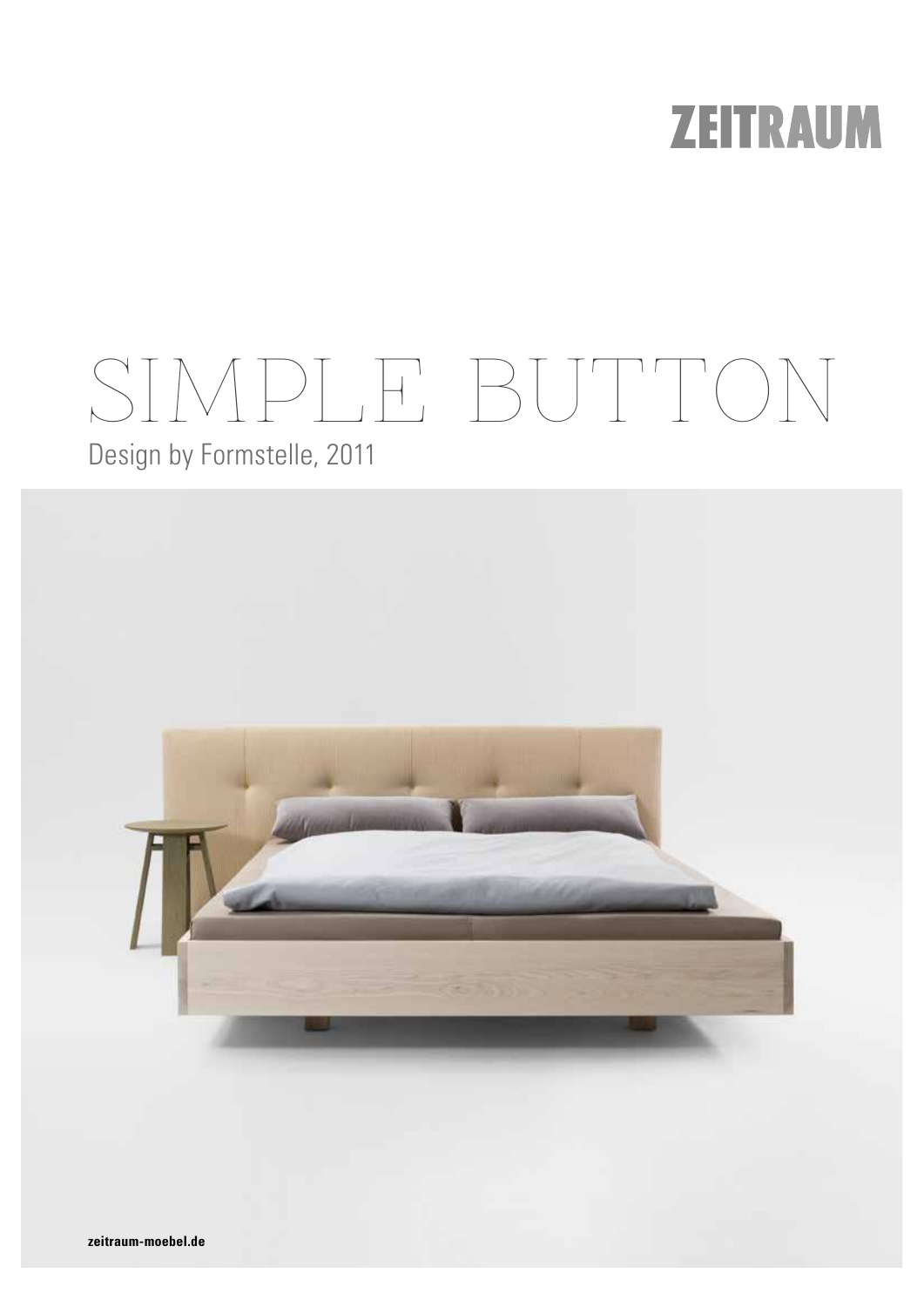ZEITRAUM

# SIMPLE BUTTON

Design by Formstelle, 2011

**zeitraum-moebel.de**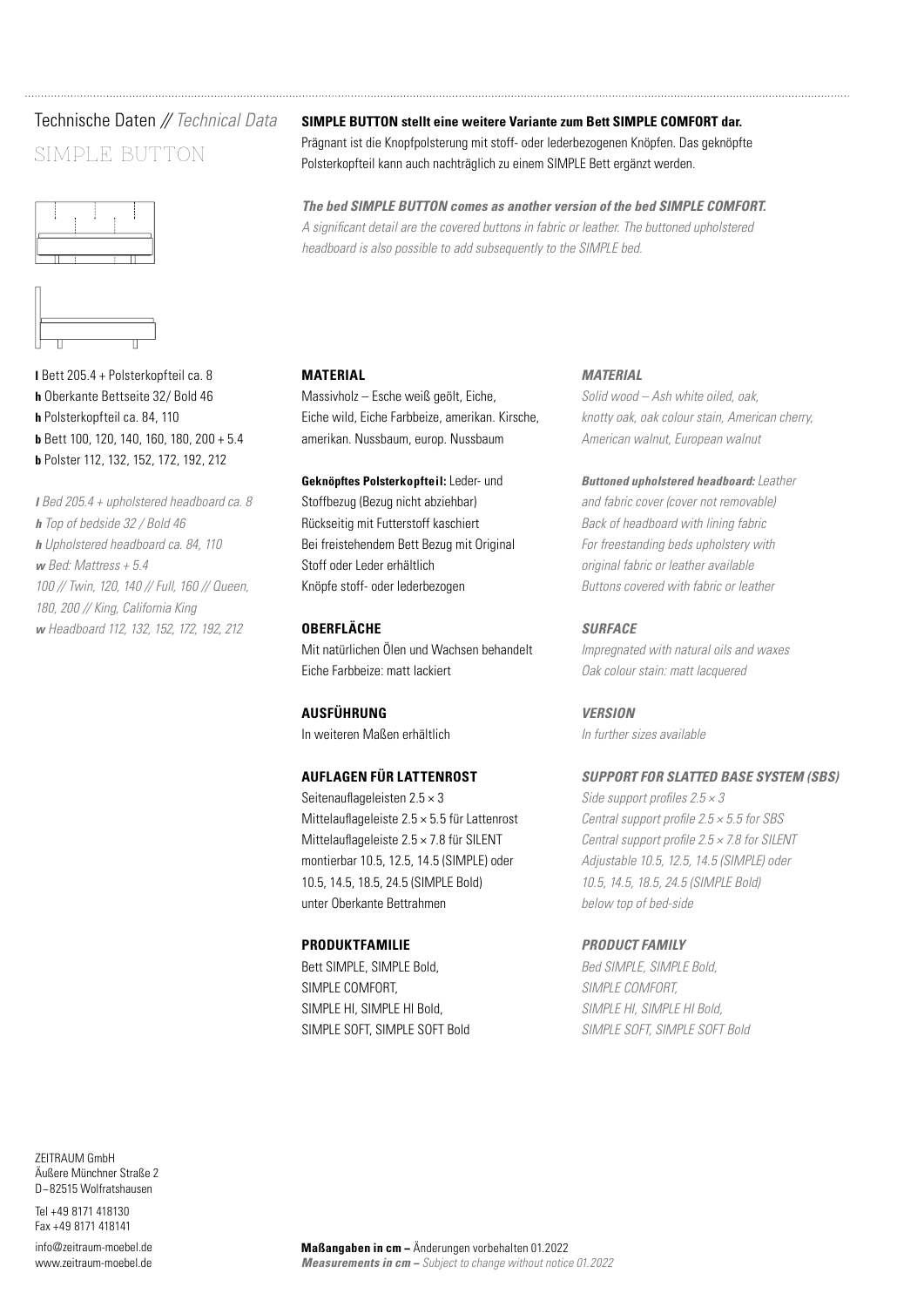Technische Daten // *Technical Data*

# SIMPLE BUTTON

**SIMPLE BUTTON stellt eine weitere Variante zum Bett SIMPLE COMFORT dar.**
Prägnant ist die Knopfpolsterung mit stoff- oder lederbezogenen Knöpfen. Das geknöpfte Polsterkopfteil kann auch nachträglich zu einem SIMPLE Bett ergänzt werden.

***The bed SIMPLE BUTTON comes as another version of the bed SIMPLE COMFORT.***
*A significant detail are the covered buttons in fabric or leather. The buttoned upholstered headboard is also possible to add subsequently to the SIMPLE bed.*

**l** Bett 205.4 + Polsterkopfteil ca. 8
**h** Oberkante Bettseite 32/ Bold 46
**h** Polsterkopfteil ca. 84, 110
**b** Bett 100, 120, 140, 160, 180, 200 + 5.4
**b** Polster 112, 132, 152, 172, 192, 212

***l*** *Bed 205.4 + upholstered headboard ca. 8*
***h*** *Top of bedside 32 / Bold 46*
***h*** *Upholstered headboard ca. 84, 110*
***w*** *Bed: Mattress + 5.4*
*100 // Twin, 120, 140 // Full, 160 // Queen, 180, 200 // King, California King*
***w*** *Headboard 112, 132, 152, 172, 192, 212*

### MATERIAL

Massivholz – Esche weiß geölt, Eiche, Eiche wild, Eiche Farbbeize, amerikan. Kirsche, amerikan. Nussbaum, europ. Nussbaum

**Geknöpftes Polsterkopfteil:** Leder- und Stoffbezug (Bezug nicht abziehbar)
Rückseitig mit Futterstoff kaschiert
Bei freistehendem Bett Bezug mit Original Stoff oder Leder erhältlich
Knöpfe stoff- oder lederbezogen

### OBERFLÄCHE

Mit natürlichen Ölen und Wachsen behandelt
Eiche Farbbeize: matt lackiert

### AUSFÜHRUNG

In weiteren Maßen erhältlich

### AUFLAGEN FÜR LATTENROST

Seitenauflageleisten 2.5 × 3
Mittelauflageleiste 2.5 × 5.5 für Lattenrost
Mittelauflageleiste 2.5 × 7.8 für SILENT
montierbar 10.5, 12.5, 14.5 (SIMPLE) oder 10.5, 14.5, 18.5, 24.5 (SIMPLE Bold) unter Oberkante Bettrahmen

### PRODUKTFAMILIE

Bett SIMPLE, SIMPLE Bold,
SIMPLE COMFORT,
SIMPLE HI, SIMPLE HI Bold,
SIMPLE SOFT, SIMPLE SOFT Bold

### *MATERIAL*

*Solid wood – Ash white oiled, oak, knotty oak, oak colour stain, American cherry, American walnut, European walnut*

***Buttoned upholstered headboard:*** *Leather and fabric cover (cover not removable)*
*Back of headboard with lining fabric*
*For freestanding beds upholstery with original fabric or leather available*
*Buttons covered with fabric or leather*

### *SURFACE*

*Impregnated with natural oils and waxes*
*Oak colour stain: matt lacquered*

### *VERSION*

*In further sizes available*

### *SUPPORT FOR SLATTED BASE SYSTEM (SBS)*

*Side support profiles 2.5 × 3*
*Central support profile 2.5 × 5.5 for SBS*
*Central support profile 2.5 × 7.8 for SILENT*
*Adjustable 10.5, 12.5, 14.5 (SIMPLE) oder 10.5, 14.5, 18.5, 24.5 (SIMPLE Bold) below top of bed-side*

### *PRODUCT FAMILY*

*Bed SIMPLE, SIMPLE Bold,*
*SIMPLE COMFORT,*
*SIMPLE HI, SIMPLE HI Bold,*
*SIMPLE SOFT, SIMPLE SOFT Bold*

ZEITRAUM GmbH
Äußere Münchner Straße 2
D – 82515 Wolfratshausen

Tel +49 8171 418130
Fax +49 8171 418141

info@zeitraum-moebel.de
www.zeitraum-moebel.de

**Maßangaben in cm –** Änderungen vorbehalten 01.2022
***Measurements in cm –*** *Subject to change without notice 01.2022*